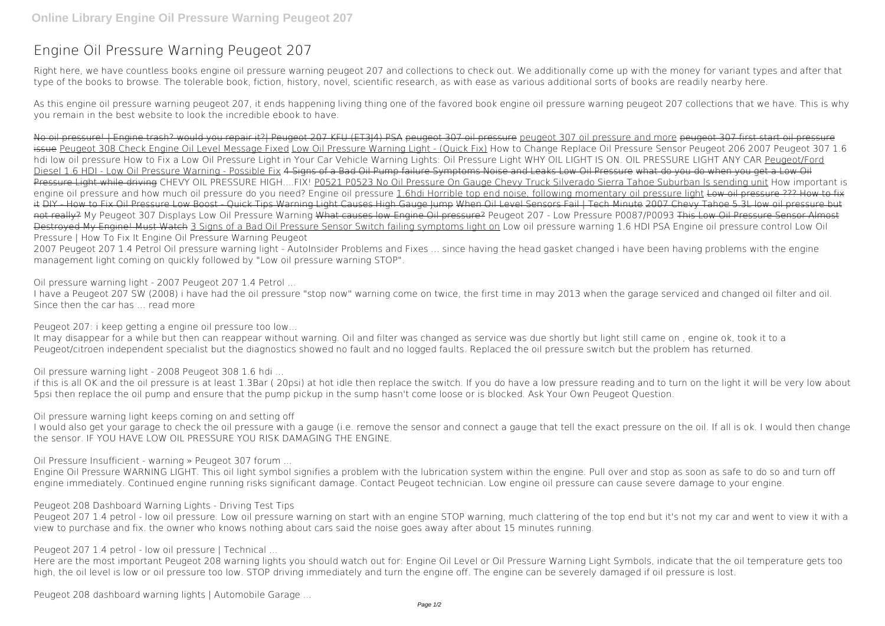# Engine Oil Pressure Warning Peugeot 207

Right here, we have countless books engine oil pressure warning peugeot 207 and collections to check out. We additionally come up with the money for variant types and after that type of the books to browse. The tolerable book, fiction, history, novel, scientific research, as with ease as various additional sorts of books are readily nearby here.

As this engine oil pressure warning peugeot 207, it ends happening living thing one of the favored book engine oil pressure warning peugeot 207 collections that we have. This is why you remain in the best website to look the incredible ebook to have.

~~No oil pressure! | Engine trash? would you repair it?| Peugeot 207 KFU (ET3J4) PSA~~ ~~peugeot 307 oil pressure~~ peugeot 307 oil pressure and more ~~peugeot 307 first start oil pressure issue~~ Peugeot 308 Check Engine Oil Level Message Fixed Low Oil Pressure Warning Light - (Quick Fix) How to Change Replace Oil Pressure Sensor Peugeot 206 2007 Peugeot 307 1.6 hdi low oil pressure How to Fix a Low Oil Pressure Light in Your Car Vehicle Warning Lights: Oil Pressure Light WHY OIL LIGHT IS ON. OIL PRESSURE LIGHT ANY CAR Peugeot/Ford Diesel 1.6 HDI - Low Oil Pressure Warning - Possible Fix ~~4 Signs of a Bad Oil Pump failure Symptoms Noise and Leaks Low Oil Pressure~~ ~~what do you do when you get a Low Oil Pressure Light while driving~~ CHEVY OIL PRESSURE HIGH....FIX! P0521 P0523 No Oil Pressure On Gauge Chevy Truck Silverado Sierra Tahoe Suburban ls sending unit How important is engine oil pressure and how much oil pressure do you need? Engine oil pressure 1.6hdi Horrible top end noise, following momentary oil pressure light ~~Low oil pressure ??? How to fix it~~ ~~DIY - How to Fix Oil Pressure Low Boost - Quick Tips Warning Light Causes High Gauge Jump~~ ~~When Oil Level Sensors Fail | Tech Minute~~ ~~2007 Chevy Tahoe 5.3L low oil pressure but not really?~~ My Peugeot 307 Displays Low Oil Pressure Warning ~~What causes low Engine Oil pressure?~~ Peugeot 207 - Low Pressure P0087/P0093 ~~This Low Oil Pressure Sensor Almost Destroyed My Engine! Must Watch~~ 3 Signs of a Bad Oil Pressure Sensor Switch failing symptoms light on Low oil pressure warning 1.6 HDI PSA Engine oil pressure control Low Oil Pressure | How To Fix It Engine Oil Pressure Warning Peugeot

2007 Peugeot 207 1.4 Petrol Oil pressure warning light - AutoInsider Problems and Fixes ... since having the head gasket changed i have been having problems with the engine management light coming on quickly followed by "Low oil pressure warning STOP".

**Oil pressure warning light - 2007 Peugeot 207 1.4 Petrol ...**

I have a Peugeot 207 SW (2008) i have had the oil pressure "stop now" warning come on twice, the first time in may 2013 when the garage serviced and changed oil filter and oil. Since then the car has … read more

**Peugeot 207: i keep getting a engine oil pressure too low...**

It may disappear for a while but then can reappear without warning. Oil and filter was changed as service was due shortly but light still came on , engine ok, took it to a Peugeot/citroen independent specialist but the diagnostics showed no fault and no logged faults. Replaced the oil pressure switch but the problem has returned.

**Oil pressure warning light - 2008 Peugeot 308 1.6 hdi ...**

if this is all OK and the oil pressure is at least 1.3Bar ( 20psi) at hot idle then replace the switch. If you do have a low pressure reading and to turn on the light it will be very low about 5psi then replace the oil pump and ensure that the pump pickup in the sump hasn't come loose or is blocked. Ask Your Own Peugeot Question.

**Oil pressure warning light keeps coming on and setting off**

I would also get your garage to check the oil pressure with a gauge (i.e. remove the sensor and connect a gauge that tell the exact pressure on the oil. If all is ok. I would then change the sensor. IF YOU HAVE LOW OIL PRESSURE YOU RISK DAMAGING THE ENGINE.

**Oil Pressure Insufficient - warning » Peugeot 307 forum ...**

Engine Oil Pressure WARNING LIGHT. This oil light symbol signifies a problem with the lubrication system within the engine. Pull over and stop as soon as safe to do so and turn off engine immediately. Continued engine running risks significant damage. Contact Peugeot technician. Low engine oil pressure can cause severe damage to your engine.

**Peugeot 208 Dashboard Warning Lights - Driving Test Tips**

Peugeot 207 1.4 petrol - low oil pressure. Low oil pressure warning on start with an engine STOP warning, much clattering of the top end but it's not my car and went to view it with a view to purchase and fix. the owner who knows nothing about cars said the noise goes away after about 15 minutes running.

**Peugeot 207 1.4 petrol - low oil pressure | Technical ...**

Here are the most important Peugeot 208 warning lights you should watch out for: Engine Oil Level or Oil Pressure Warning Light Symbols, indicate that the oil temperature gets too high, the oil level is low or oil pressure too low. STOP driving immediately and turn the engine off. The engine can be severely damaged if oil pressure is lost.

**Peugeot 208 dashboard warning lights | Automobile Garage ...**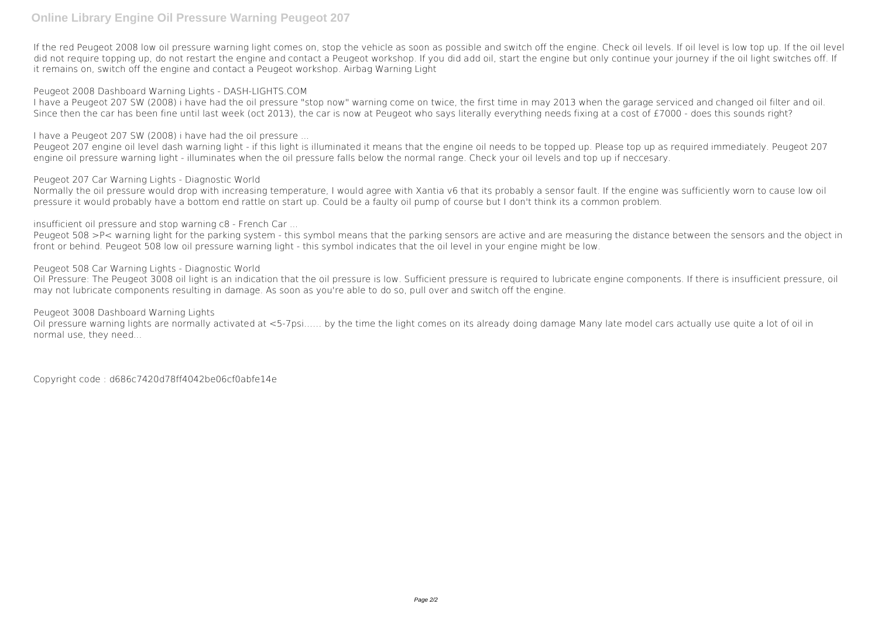If the red Peugeot 2008 low oil pressure warning light comes on, stop the vehicle as soon as possible and switch off the engine. Check oil levels. If oil level is low top up. If the oil level did not require topping up, do not restart the engine and contact a Peugeot workshop. If you did add oil, start the engine but only continue your journey if the oil light switches off. If it remains on, switch off the engine and contact a Peugeot workshop. Airbag Warning Light

**Peugeot 2008 Dashboard Warning Lights - DASH-LIGHTS.COM**

I have a Peugeot 207 SW (2008) i have had the oil pressure "stop now" warning come on twice, the first time in may 2013 when the garage serviced and changed oil filter and oil. Since then the car has been fine until last week (oct 2013), the car is now at Peugeot who says literally everything needs fixing at a cost of £7000 - does this sounds right?

**I have a Peugeot 207 SW (2008) i have had the oil pressure ...**

Peugeot 207 engine oil level dash warning light - if this light is illuminated it means that the engine oil needs to be topped up. Please top up as required immediately. Peugeot 207 engine oil pressure warning light - illuminates when the oil pressure falls below the normal range. Check your oil levels and top up if neccesary.

**Peugeot 207 Car Warning Lights - Diagnostic World**

Normally the oil pressure would drop with increasing temperature, I would agree with Xantia v6 that its probably a sensor fault. If the engine was sufficiently worn to cause low oil pressure it would probably have a bottom end rattle on start up. Could be a faulty oil pump of course but I don't think its a common problem.

**insufficient oil pressure and stop warning c8 - French Car ...**

Peugeot 508 >P< warning light for the parking system - this symbol means that the parking sensors are active and are measuring the distance between the sensors and the object in front or behind. Peugeot 508 low oil pressure warning light - this symbol indicates that the oil level in your engine might be low.

**Peugeot 508 Car Warning Lights - Diagnostic World**

Oil Pressure: The Peugeot 3008 oil light is an indication that the oil pressure is low. Sufficient pressure is required to lubricate engine components. If there is insufficient pressure, oil may not lubricate components resulting in damage. As soon as you're able to do so, pull over and switch off the engine.

**Peugeot 3008 Dashboard Warning Lights**

Oil pressure warning lights are normally activated at <5-7psi...... by the time the light comes on its already doing damage Many late model cars actually use quite a lot of oil in normal use, they need...

Copyright code : d686c7420d78ff4042be06cf0abfe14e